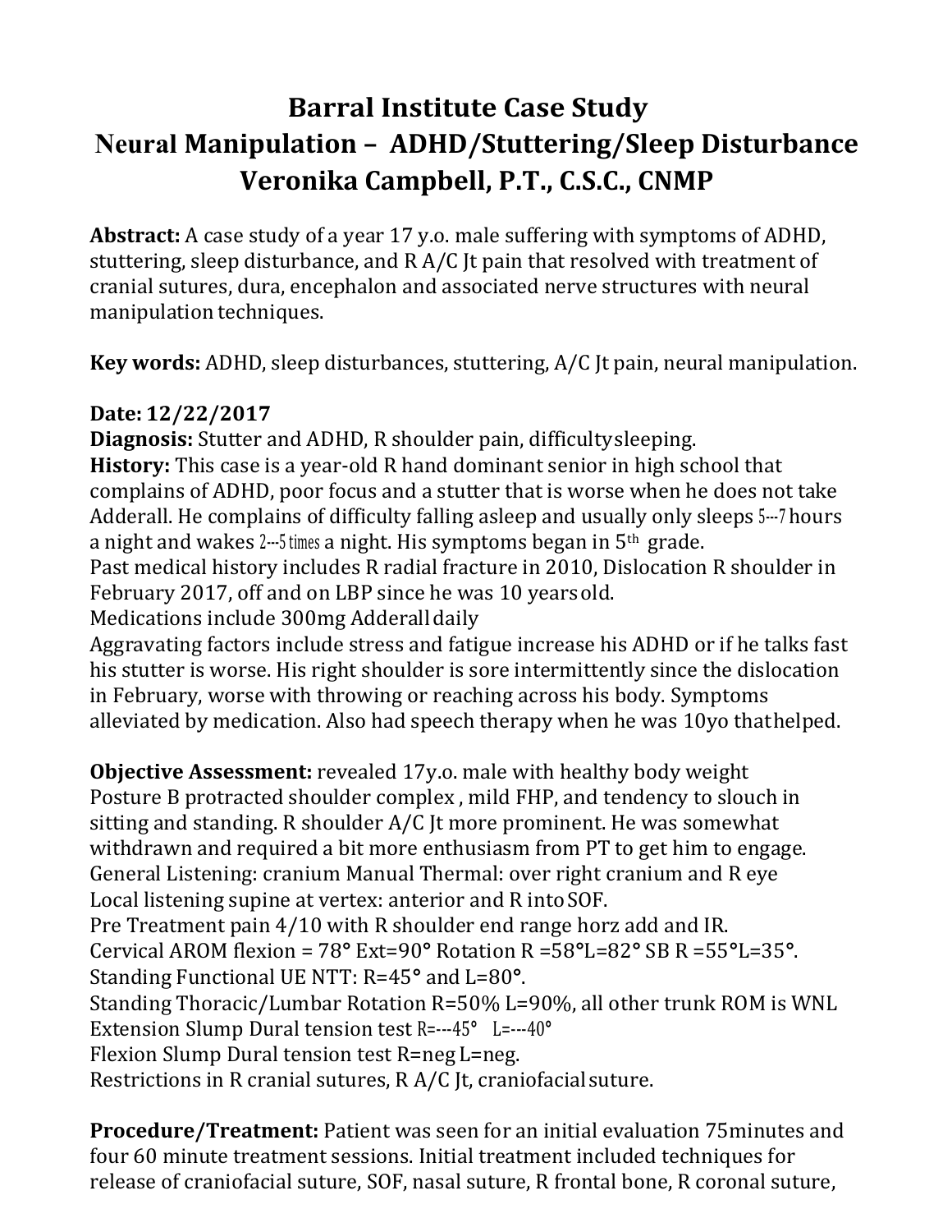# Barral Institute Case Study
## Neural Manipulation – ADHD/Stuttering/Sleep Disturbance
## Veronika Campbell, P.T., C.S.C., CNMP

**Abstract:** A case study of a year 17 y.o. male suffering with symptoms of ADHD, stuttering, sleep disturbance, and R A/C Jt pain that resolved with treatment of cranial sutures, dura, encephalon and associated nerve structures with neural manipulation techniques.

**Key words:** ADHD, sleep disturbances, stuttering, A/C Jt pain, neural manipulation.

**Date: 12/22/2017**

**Diagnosis:** Stutter and ADHD, R shoulder pain, difficulty sleeping.

**History:** This case is a year-old R hand dominant senior in high school that complains of ADHD, poor focus and a stutter that is worse when he does not take Adderall. He complains of difficulty falling asleep and usually only sleeps 5---7 hours a night and wakes 2---5 times a night. His symptoms began in 5th grade.

Past medical history includes R radial fracture in 2010, Dislocation R shoulder in February 2017, off and on LBP since he was 10 years old.

Medications include 300mg Adderall daily

Aggravating factors include stress and fatigue increase his ADHD or if he talks fast his stutter is worse. His right shoulder is sore intermittently since the dislocation in February, worse with throwing or reaching across his body. Symptoms alleviated by medication. Also had speech therapy when he was 10yo that helped.

**Objective Assessment:** revealed 17y.o. male with healthy body weight

Posture B protracted shoulder complex , mild FHP, and tendency to slouch in sitting and standing. R shoulder A/C Jt more prominent. He was somewhat withdrawn and required a bit more enthusiasm from PT to get him to engage.

General Listening: cranium Manual Thermal: over right cranium and R eye

Local listening supine at vertex: anterior and R into SOF.

Pre Treatment pain 4/10 with R shoulder end range horz add and IR.

Cervical AROM flexion = 78° Ext=90° Rotation R =58°L=82° SB R =55°L=35°.

Standing Functional UE NTT: R=45° and L=80°.

Standing Thoracic/Lumbar Rotation R=50% L=90%, all other trunk ROM is WNL

Extension Slump Dural tension test R=---45° L=---40°

Flexion Slump Dural tension test R=neg L=neg.

Restrictions in R cranial sutures, R A/C Jt, craniofacial suture.

**Procedure/Treatment:** Patient was seen for an initial evaluation 75minutes and four 60 minute treatment sessions. Initial treatment included techniques for release of craniofacial suture, SOF, nasal suture, R frontal bone, R coronal suture,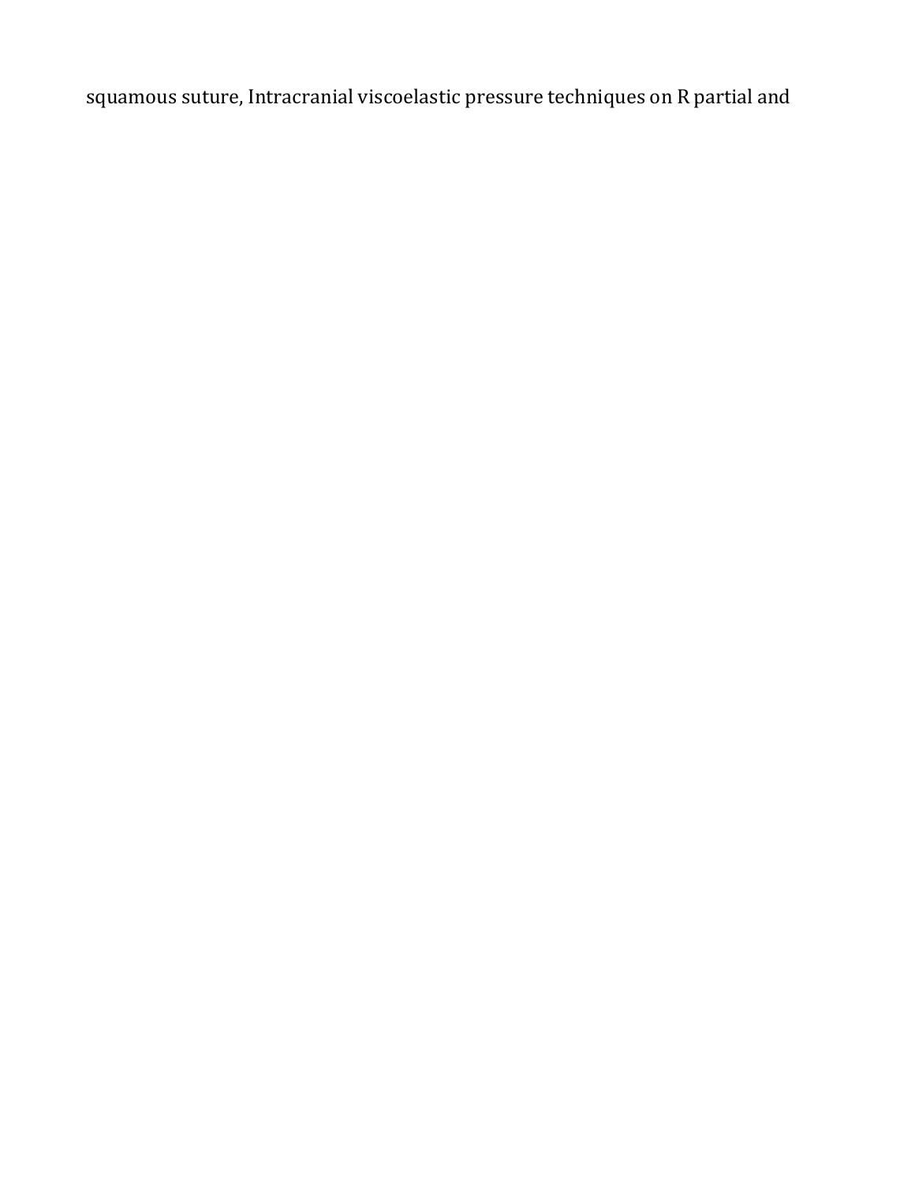squamous suture, Intracranial viscoelastic pressure techniques on R partial and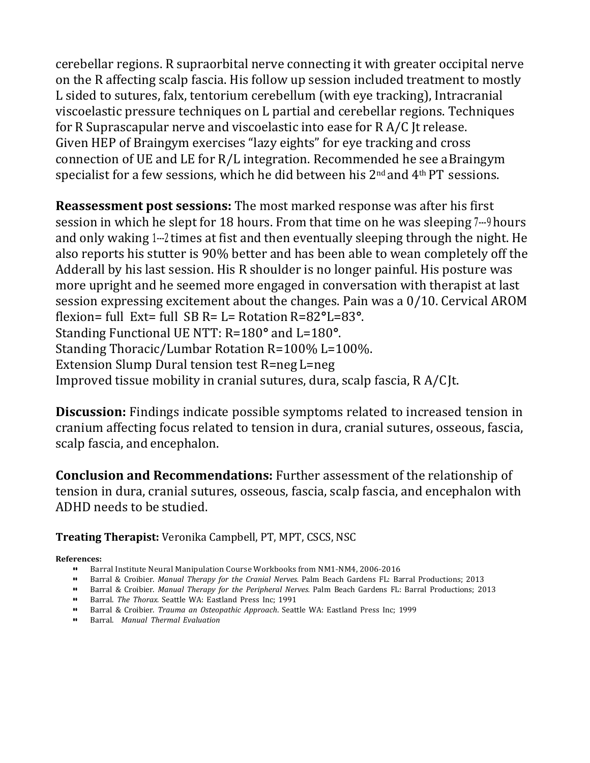cerebellar regions. R supraorbital nerve connecting it with greater occipital nerve on the R affecting scalp fascia. His follow up session included treatment to mostly L sided to sutures, falx, tentorium cerebellum (with eye tracking), Intracranial viscoelastic pressure techniques on L partial and cerebellar regions. Techniques for R Suprascapular nerve and viscoelastic into ease for R A/C Jt release. Given HEP of Braingym exercises "lazy eights" for eye tracking and cross connection of UE and LE for R/L integration. Recommended he see a Braingym specialist for a few sessions, which he did between his 2nd and 4th PT sessions.

**Reassessment post sessions:** The most marked response was after his first session in which he slept for 18 hours. From that time on he was sleeping 7--9 hours and only waking 1--2 times at fist and then eventually sleeping through the night. He also reports his stutter is 90% better and has been able to wean completely off the Adderall by his last session. His R shoulder is no longer painful. His posture was more upright and he seemed more engaged in conversation with therapist at last session expressing excitement about the changes. Pain was a 0/10. Cervical AROM flexion= full Ext= full SB R= L= Rotation R=82° L=83°.
Standing Functional UE NTT: R=180° and L=180°.
Standing Thoracic/Lumbar Rotation R=100% L=100%.
Extension Slump Dural tension test R=neg L=neg
Improved tissue mobility in cranial sutures, dura, scalp fascia, R A/C Jt.

**Discussion:** Findings indicate possible symptoms related to increased tension in cranium affecting focus related to tension in dura, cranial sutures, osseous, fascia, scalp fascia, and encephalon.

**Conclusion and Recommendations:** Further assessment of the relationship of tension in dura, cranial sutures, osseous, fascia, scalp fascia, and encephalon with ADHD needs to be studied.

**Treating Therapist:** Veronika Campbell, PT, MPT, CSCS, NSC

**References:**

- Barral Institute Neural Manipulation Course Workbooks from NM1-NM4, 2006-2016
- Barral & Croibier. *Manual Therapy for the Cranial Nerves*. Palm Beach Gardens FL: Barral Productions; 2013
- Barral & Croibier. *Manual Therapy for the Peripheral Nerves*. Palm Beach Gardens FL: Barral Productions; 2013
- Barral. *The Thorax*. Seattle WA: Eastland Press Inc; 1991
- Barral & Croibier. *Trauma an Osteopathic Approach*. Seattle WA: Eastland Press Inc; 1999
- Barral. *Manual Thermal Evaluation*